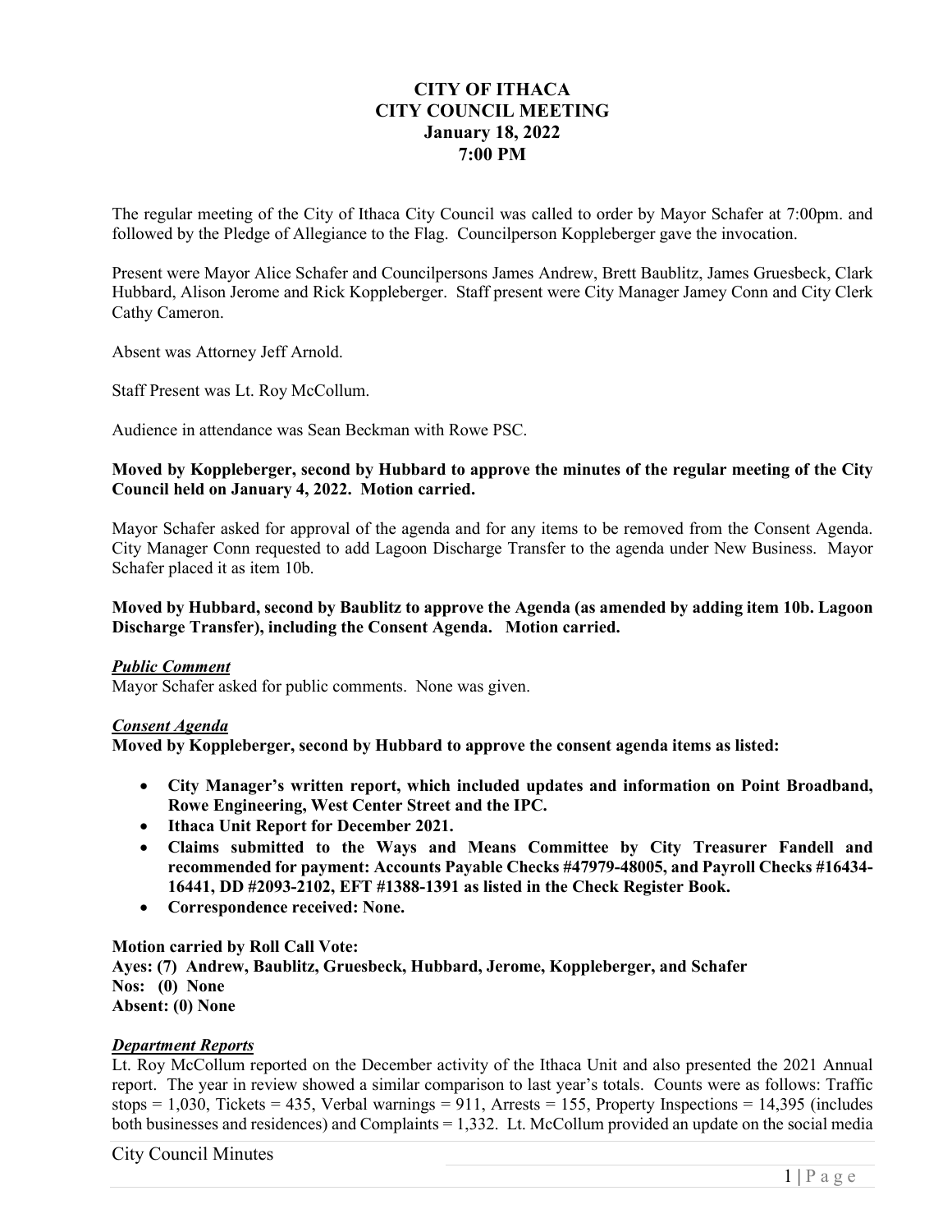# CITY OF ITHACA
# CITY COUNCIL MEETING
## January 18, 2022
## 7:00 PM

The regular meeting of the City of Ithaca City Council was called to order by Mayor Schafer at 7:00pm. and followed by the Pledge of Allegiance to the Flag. Councilperson Koppleberger gave the invocation.

Present were Mayor Alice Schafer and Councilpersons James Andrew, Brett Baublitz, James Gruesbeck, Clark Hubbard, Alison Jerome and Rick Koppleberger. Staff present were City Manager Jamey Conn and City Clerk Cathy Cameron.

Absent was Attorney Jeff Arnold.

Staff Present was Lt. Roy McCollum.

Audience in attendance was Sean Beckman with Rowe PSC.

**Moved by Koppleberger, second by Hubbard to approve the minutes of the regular meeting of the City Council held on January 4, 2022. Motion carried.**

Mayor Schafer asked for approval of the agenda and for any items to be removed from the Consent Agenda. City Manager Conn requested to add Lagoon Discharge Transfer to the agenda under New Business. Mayor Schafer placed it as item 10b.

**Moved by Hubbard, second by Baublitz to approve the Agenda (as amended by adding item 10b. Lagoon Discharge Transfer), including the Consent Agenda. Motion carried.**

***Public Comment***

Mayor Schafer asked for public comments. None was given.

***Consent Agenda***

**Moved by Koppleberger, second by Hubbard to approve the consent agenda items as listed:**

- **City Manager's written report, which included updates and information on Point Broadband, Rowe Engineering, West Center Street and the IPC.**
- **Ithaca Unit Report for December 2021.**
- **Claims submitted to the Ways and Means Committee by City Treasurer Fandell and recommended for payment: Accounts Payable Checks #47979-48005, and Payroll Checks #16434-16441, DD #2093-2102, EFT #1388-1391 as listed in the Check Register Book.**
- **Correspondence received: None.**

**Motion carried by Roll Call Vote:**
**Ayes: (7) Andrew, Baublitz, Gruesbeck, Hubbard, Jerome, Koppleberger, and Schafer**
**Nos: (0) None**
**Absent: (0) None**

***Department Reports***

Lt. Roy McCollum reported on the December activity of the Ithaca Unit and also presented the 2021 Annual report. The year in review showed a similar comparison to last year's totals. Counts were as follows: Traffic stops = 1,030, Tickets = 435, Verbal warnings = 911, Arrests = 155, Property Inspections = 14,395 (includes both businesses and residences) and Complaints = 1,332. Lt. McCollum provided an update on the social media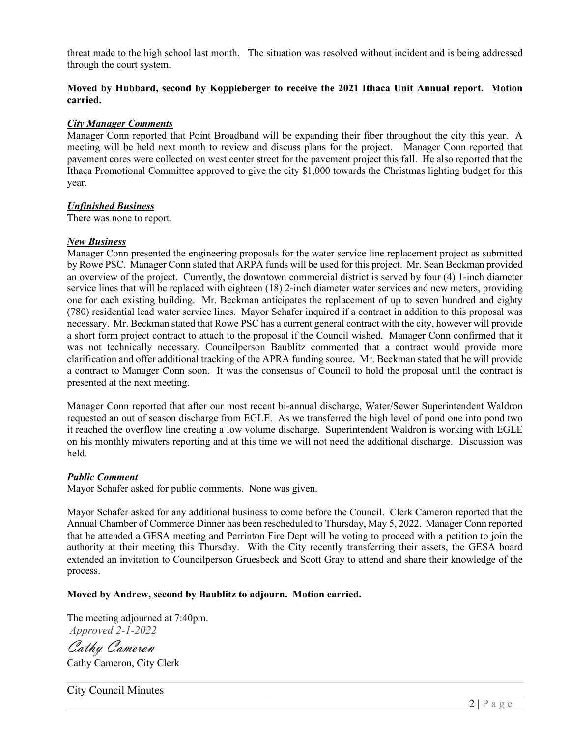threat made to the high school last month. The situation was resolved without incident and is being addressed through the court system.

**Moved by Hubbard, second by Koppleberger to receive the 2021 Ithaca Unit Annual report. Motion carried.**

***City Manager Comments***

Manager Conn reported that Point Broadband will be expanding their fiber throughout the city this year. A meeting will be held next month to review and discuss plans for the project. Manager Conn reported that pavement cores were collected on west center street for the pavement project this fall. He also reported that the Ithaca Promotional Committee approved to give the city $1,000 towards the Christmas lighting budget for this year.

***Unfinished Business***

There was none to report.

***New Business***

Manager Conn presented the engineering proposals for the water service line replacement project as submitted by Rowe PSC. Manager Conn stated that ARPA funds will be used for this project. Mr. Sean Beckman provided an overview of the project. Currently, the downtown commercial district is served by four (4) 1-inch diameter service lines that will be replaced with eighteen (18) 2-inch diameter water services and new meters, providing one for each existing building. Mr. Beckman anticipates the replacement of up to seven hundred and eighty (780) residential lead water service lines. Mayor Schafer inquired if a contract in addition to this proposal was necessary. Mr. Beckman stated that Rowe PSC has a current general contract with the city, however will provide a short form project contract to attach to the proposal if the Council wished. Manager Conn confirmed that it was not technically necessary. Councilperson Baublitz commented that a contract would provide more clarification and offer additional tracking of the APRA funding source. Mr. Beckman stated that he will provide a contract to Manager Conn soon. It was the consensus of Council to hold the proposal until the contract is presented at the next meeting.

Manager Conn reported that after our most recent bi-annual discharge, Water/Sewer Superintendent Waldron requested an out of season discharge from EGLE. As we transferred the high level of pond one into pond two it reached the overflow line creating a low volume discharge. Superintendent Waldron is working with EGLE on his monthly miwaters reporting and at this time we will not need the additional discharge. Discussion was held.

***Public Comment***

Mayor Schafer asked for public comments. None was given.

Mayor Schafer asked for any additional business to come before the Council. Clerk Cameron reported that the Annual Chamber of Commerce Dinner has been rescheduled to Thursday, May 5, 2022. Manager Conn reported that he attended a GESA meeting and Perrinton Fire Dept will be voting to proceed with a petition to join the authority at their meeting this Thursday. With the City recently transferring their assets, the GESA board extended an invitation to Councilperson Gruesbeck and Scott Gray to attend and share their knowledge of the process.

**Moved by Andrew, second by Baublitz to adjourn. Motion carried.**

The meeting adjourned at 7:40pm.

*Approved 2-1-2022*

*Cathy Cameron*

Cathy Cameron, City Clerk